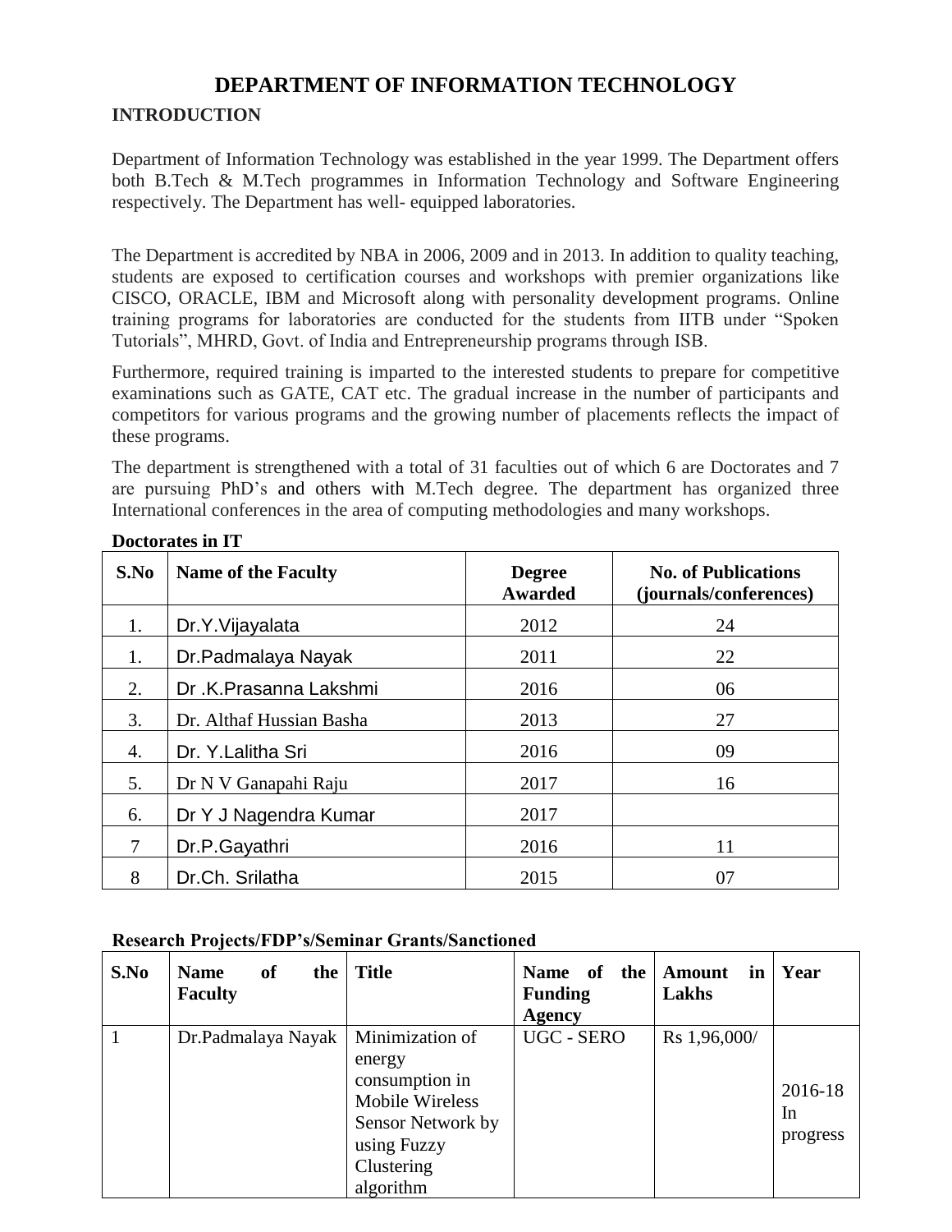# DEPARTMENT OF INFORMATION TECHNOLOGY

## INTRODUCTION

Department of Information Technology was established in the year 1999. The Department offers both B.Tech & M.Tech programmes in Information Technology and Software Engineering respectively. The Department has well- equipped laboratories.

The Department is accredited by NBA in 2006, 2009 and in 2013. In addition to quality teaching, students are exposed to certification courses and workshops with premier organizations like CISCO, ORACLE, IBM and Microsoft along with personality development programs. Online training programs for laboratories are conducted for the students from IITB under "Spoken Tutorials", MHRD, Govt. of India and Entrepreneurship programs through ISB.

Furthermore, required training is imparted to the interested students to prepare for competitive examinations such as GATE, CAT etc. The gradual increase in the number of participants and competitors for various programs and the growing number of placements reflects the impact of these programs.

The department is strengthened with a total of 31 faculties out of which 6 are Doctorates and 7 are pursuing PhD's and others with M.Tech degree. The department has organized three International conferences in the area of computing methodologies and many workshops.

**Doctorates in IT**

| S.No | Name of the Faculty | Degree Awarded | No. of Publications (journals/conferences) |
|---|---|---|---|
| 1. | Dr.Y.Vijayalata | 2012 | 24 |
| 1. | Dr.Padmalaya Nayak | 2011 | 22 |
| 2. | Dr .K.Prasanna Lakshmi | 2016 | 06 |
| 3. | Dr. Althaf Hussian Basha | 2013 | 27 |
| 4. | Dr. Y.Lalitha Sri | 2016 | 09 |
| 5. | Dr N V Ganapahi Raju | 2017 | 16 |
| 6. | Dr Y J Nagendra Kumar | 2017 | |
| 7 | Dr.P.Gayathri | 2016 | 11 |
| 8 | Dr.Ch. Srilatha | 2015 | 07 |

**Research Projects/FDP's/Seminar Grants/Sanctioned**

| S.No | Name of the Faculty | Title | Name of the Funding Agency | Amount in Lakhs | Year |
|---|---|---|---|---|---|
| 1 | Dr.Padmalaya Nayak | Minimization of energy consumption in Mobile Wireless Sensor Network by using Fuzzy Clustering algorithm | UGC - SERO | Rs 1,96,000/ | 2016-18 In progress |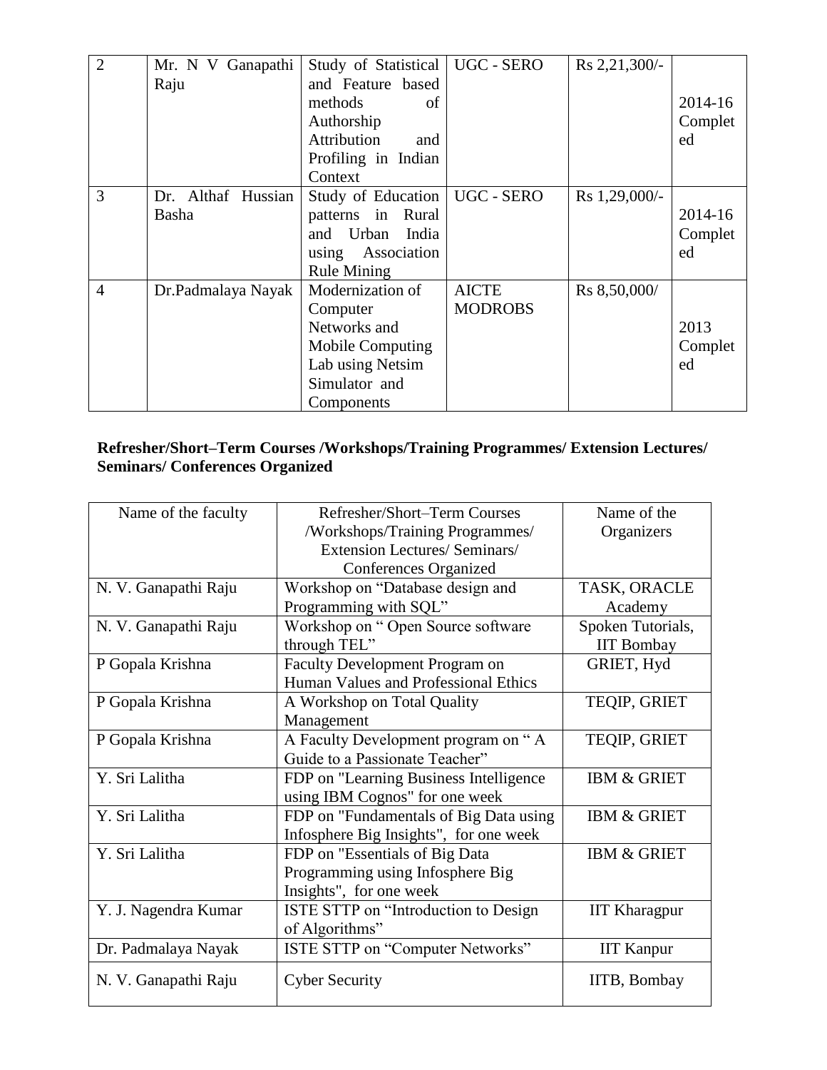| 2 | Mr. N V Ganapathi Raju | Study of Statistical and Feature based methods of Authorship Attribution and Profiling in Indian Context | UGC - SERO | Rs 2,21,300/- | 2014-16 Completed |
|---|---|---|---|---|---|
| 3 | Dr. Althaf Hussian Basha | Study of Education patterns in Rural and Urban India using Association Rule Mining | UGC - SERO | Rs 1,29,000/- | 2014-16 Completed |
| 4 | Dr.Padmalaya Nayak | Modernization of Computer Networks and Mobile Computing Lab using Netsim Simulator and Components | AICTE MODROBS | Rs 8,50,000/ | 2013 Completed |

**Refresher/Short–Term Courses /Workshops/Training Programmes/ Extension Lectures/ Seminars/ Conferences Organized**

| Name of the faculty | Refresher/Short–Term Courses /Workshops/Training Programmes/ Extension Lectures/ Seminars/ Conferences Organized | Name of the Organizers |
|---|---|---|
| N. V. Ganapathi Raju | Workshop on "Database design and Programming with SQL" | TASK, ORACLE Academy |
| N. V. Ganapathi Raju | Workshop on " Open Source software through TEL" | Spoken Tutorials, IIT Bombay |
| P Gopala Krishna | Faculty Development Program on Human Values and Professional Ethics | GRIET, Hyd |
| P Gopala Krishna | A Workshop on Total Quality Management | TEQIP, GRIET |
| P Gopala Krishna | A Faculty Development program on " A Guide to a Passionate Teacher" | TEQIP, GRIET |
| Y. Sri Lalitha | FDP on "Learning Business Intelligence using IBM Cognos" for one week | IBM & GRIET |
| Y. Sri Lalitha | FDP on "Fundamentals of Big Data using Infosphere Big Insights", for one week | IBM & GRIET |
| Y. Sri Lalitha | FDP on "Essentials of Big Data Programming using Infosphere Big Insights", for one week | IBM & GRIET |
| Y. J. Nagendra Kumar | ISTE STTP on "Introduction to Design of Algorithms" | IIT Kharagpur |
| Dr. Padmalaya Nayak | ISTE STTP on "Computer Networks" | IIT Kanpur |
| N. V. Ganapathi Raju | Cyber Security | IITB, Bombay |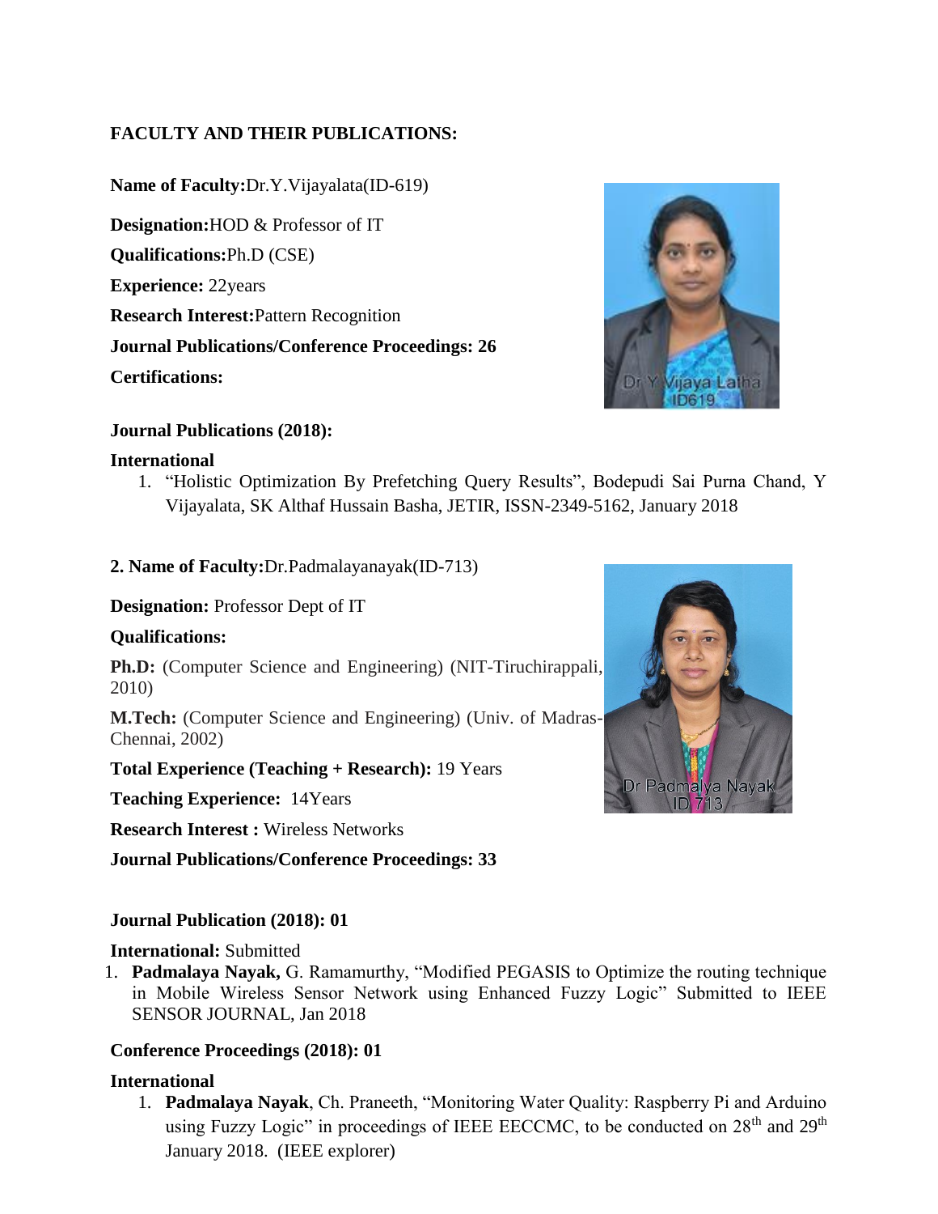**FACULTY AND THEIR PUBLICATIONS:**

**Name of Faculty:**Dr.Y.Vijayalata(ID-619)

**Designation:**HOD & Professor of IT

**Qualifications:**Ph.D (CSE)

**Experience:** 22years

**Research Interest:**Pattern Recognition

**Journal Publications/Conference Proceedings: 26**

**Certifications:**

**Journal Publications (2018):**

**International**

1. "Holistic Optimization By Prefetching Query Results", Bodepudi Sai Purna Chand, Y Vijayalata, SK Althaf Hussain Basha, JETIR, ISSN-2349-5162, January 2018

**2. Name of Faculty:**Dr.Padmalayanayak(ID-713)

**Designation:** Professor Dept of IT

**Qualifications:**

**Ph.D:** (Computer Science and Engineering) (NIT-Tiruchirappali, 2010)

**M.Tech:** (Computer Science and Engineering) (Univ. of Madras-Chennai, 2002)

**Total Experience (Teaching + Research):** 19 Years

**Teaching Experience:** 14Years

**Research Interest :** Wireless Networks

**Journal Publications/Conference Proceedings: 33**

**Journal Publication (2018): 01**

**International:** Submitted

1. **Padmalaya Nayak,** G. Ramamurthy, "Modified PEGASIS to Optimize the routing technique in Mobile Wireless Sensor Network using Enhanced Fuzzy Logic" Submitted to IEEE SENSOR JOURNAL, Jan 2018

**Conference Proceedings (2018): 01**

**International**

1. **Padmalaya Nayak**, Ch. Praneeth, "Monitoring Water Quality: Raspberry Pi and Arduino using Fuzzy Logic" in proceedings of IEEE EECCMC, to be conducted on 28th and 29th January 2018. (IEEE explorer)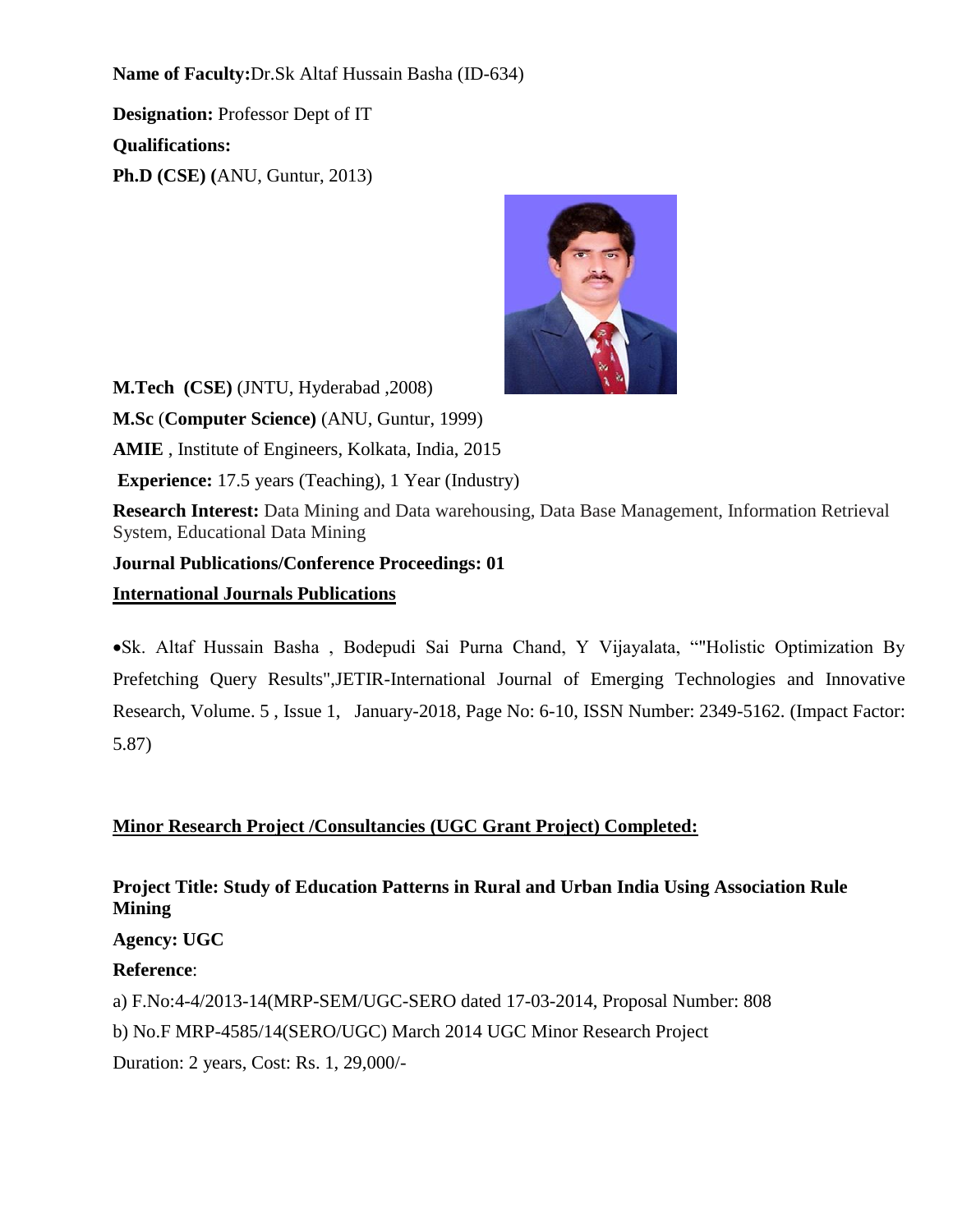**Name of Faculty:**Dr.Sk Altaf Hussain Basha (ID-634)

**Designation:** Professor Dept of IT

**Qualifications:**

**Ph.D (CSE) (**ANU, Guntur, 2013)

**M.Tech (CSE)** (JNTU, Hyderabad ,2008)

**M.Sc** (**Computer Science)** (ANU, Guntur, 1999)

**AMIE** , Institute of Engineers, Kolkata, India, 2015

**Experience:** 17.5 years (Teaching), 1 Year (Industry)

**Research Interest:** Data Mining and Data warehousing, Data Base Management, Information Retrieval System, Educational Data Mining

**Journal Publications/Conference Proceedings: 01**

**International Journals Publications**

- Sk. Altaf Hussain Basha , Bodepudi Sai Purna Chand, Y Vijayalata, ""Holistic Optimization By Prefetching Query Results",JETIR-International Journal of Emerging Technologies and Innovative Research, Volume. 5 , Issue 1, January-2018, Page No: 6-10, ISSN Number: 2349-5162. (Impact Factor: 5.87)

**Minor Research Project /Consultancies (UGC Grant Project) Completed:**

**Project Title: Study of Education Patterns in Rural and Urban India Using Association Rule Mining**

**Agency: UGC**

**Reference**:

a) F.No:4-4/2013-14(MRP-SEM/UGC-SERO dated 17-03-2014, Proposal Number: 808

b) No.F MRP-4585/14(SERO/UGC) March 2014 UGC Minor Research Project

Duration: 2 years, Cost: Rs. 1, 29,000/-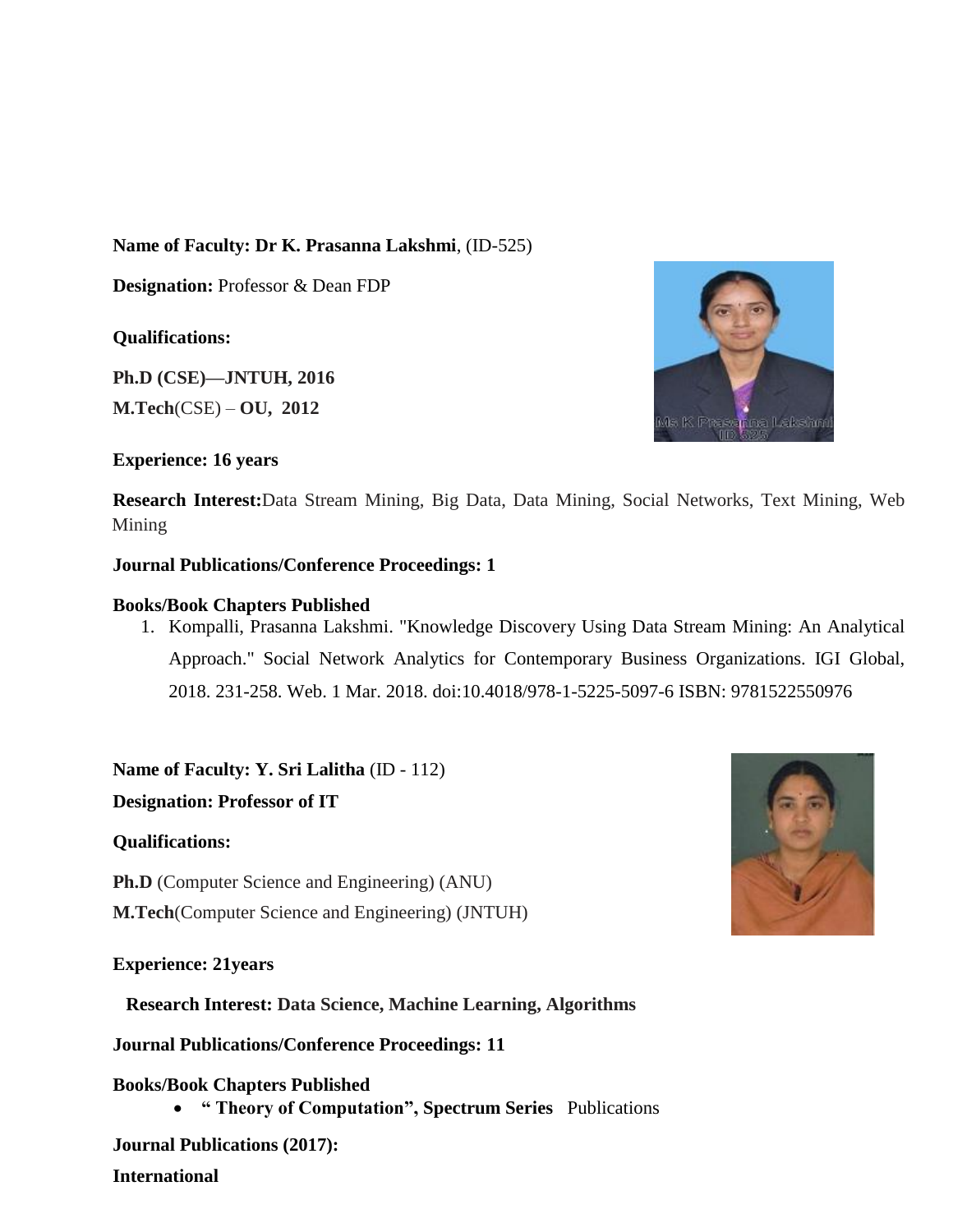**Name of Faculty: Dr K. Prasanna Lakshmi**, (ID-525)

**Designation:** Professor & Dean FDP

**Qualifications:**

**Ph.D (CSE)—JNTUH, 2016**

**M.Tech**(CSE) – **OU, 2012**

**Experience: 16 years**

**Research Interest:**Data Stream Mining, Big Data, Data Mining, Social Networks, Text Mining, Web Mining

**Journal Publications/Conference Proceedings: 1**

**Books/Book Chapters Published**

1. Kompalli, Prasanna Lakshmi. "Knowledge Discovery Using Data Stream Mining: An Analytical Approach." Social Network Analytics for Contemporary Business Organizations. IGI Global, 2018. 231-258. Web. 1 Mar. 2018. doi:10.4018/978-1-5225-5097-6 ISBN: 9781522550976

**Name of Faculty: Y. Sri Lalitha** (ID - 112)

**Designation: Professor of IT**

**Qualifications:**

**Ph.D** (Computer Science and Engineering) (ANU)

**M.Tech**(Computer Science and Engineering) (JNTUH)

**Experience: 21years**

**Research Interest: Data Science, Machine Learning, Algorithms**

**Journal Publications/Conference Proceedings: 11**

**Books/Book Chapters Published**

- **" Theory of Computation", Spectrum Series** Publications

**Journal Publications (2017):**

**International**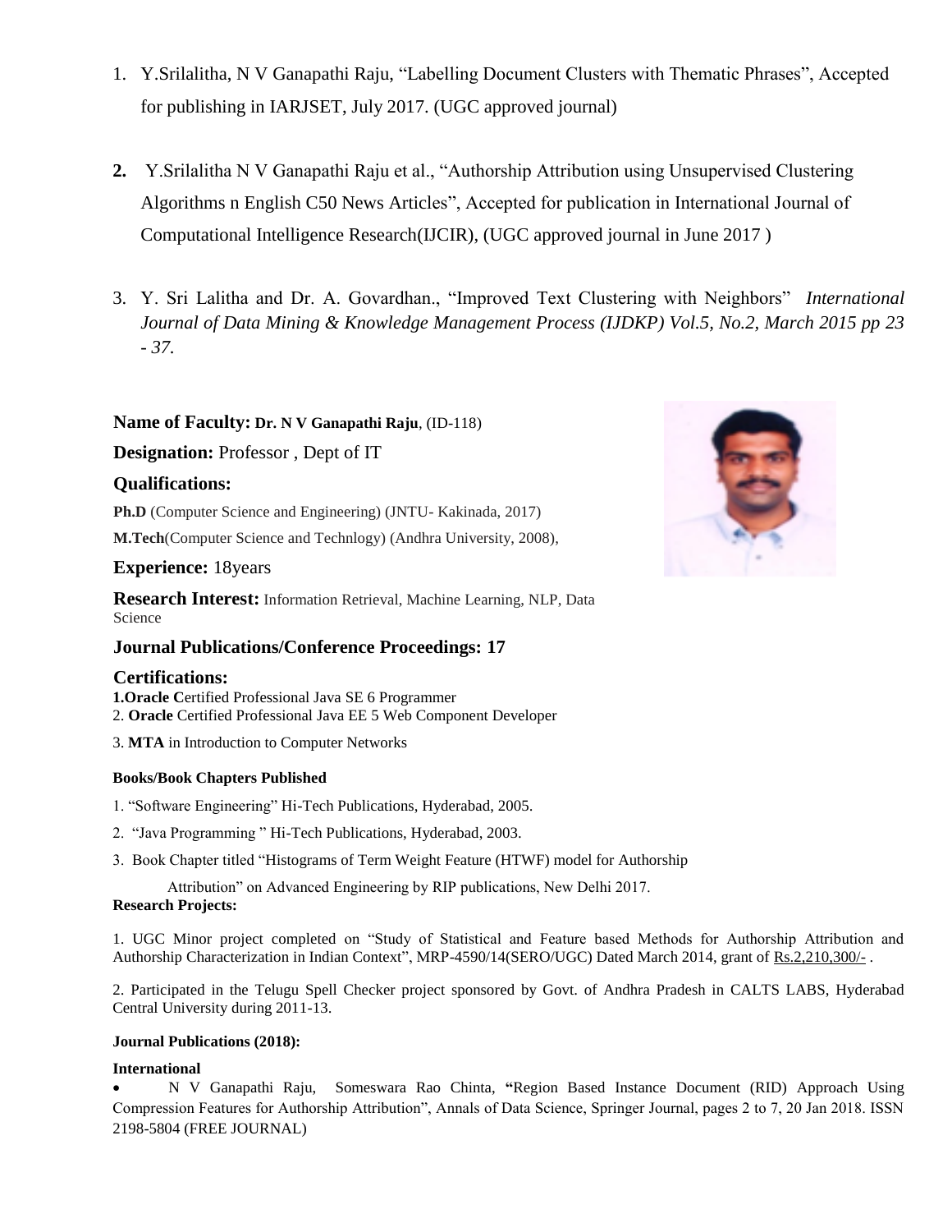1. Y.Srilalitha, N V Ganapathi Raju, “Labelling Document Clusters with Thematic Phrases”, Accepted for publishing in IARJSET, July 2017. (UGC approved journal)

2. Y.Srilalitha N V Ganapathi Raju et al., “Authorship Attribution using Unsupervised Clustering Algorithms n English C50 News Articles”, Accepted for publication in International Journal of Computational Intelligence Research(IJCIR), (UGC approved journal in June 2017 )

3. Y. Sri Lalitha and Dr. A. Govardhan., “Improved Text Clustering with Neighbors” *International Journal of Data Mining & Knowledge Management Process (IJDKP) Vol.5, No.2, March 2015 pp 23 - 37.*

**Name of Faculty: Dr. N V Ganapathi Raju**, (ID-118)

**Designation:** Professor , Dept of IT

**Qualifications:**

**Ph.D** (Computer Science and Engineering) (JNTU- Kakinada, 2017)

**M.Tech**(Computer Science and Technlogy) (Andhra University, 2008),

**Experience:** 18years

**Research Interest:** Information Retrieval, Machine Learning, NLP, Data Science

**Journal Publications/Conference Proceedings: 17**

**Certifications:**

1. **Oracle C**ertified Professional Java SE 6 Programmer
2. **Oracle** Certified Professional Java EE 5 Web Component Developer
3. **MTA** in Introduction to Computer Networks

**Books/Book Chapters Published**

1. “Software Engineering” Hi-Tech Publications, Hyderabad, 2005.
2. “Java Programming ” Hi-Tech Publications, Hyderabad, 2003.
3. Book Chapter titled “Histograms of Term Weight Feature (HTWF) model for Authorship Attribution” on Advanced Engineering by RIP publications, New Delhi 2017.

**Research Projects:**

1. UGC Minor project completed on “Study of Statistical and Feature based Methods for Authorship Attribution and Authorship Characterization in Indian Context”, MRP-4590/14(SERO/UGC) Dated March 2014, grant of Rs.2,210,300/- .

2. Participated in the Telugu Spell Checker project sponsored by Govt. of Andhra Pradesh in CALTS LABS, Hyderabad Central University during 2011-13.

**Journal Publications (2018):**

**International**

- N V Ganapathi Raju, Someswara Rao Chinta, **“**Region Based Instance Document (RID) Approach Using Compression Features for Authorship Attribution”, Annals of Data Science, Springer Journal, pages 2 to 7, 20 Jan 2018. ISSN 2198-5804 (FREE JOURNAL)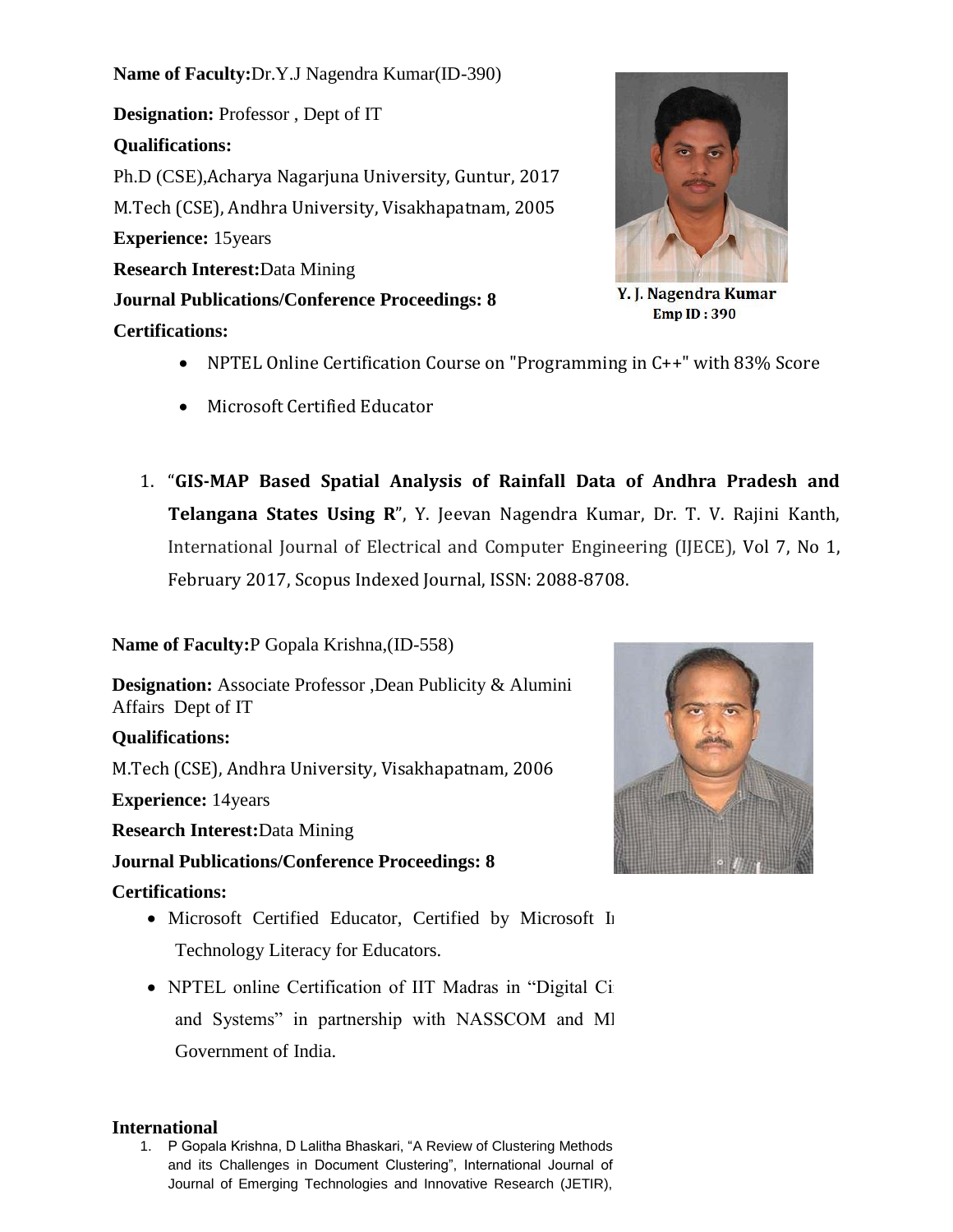**Name of Faculty:**Dr.Y.J Nagendra Kumar(ID-390)

**Designation:** Professor , Dept of IT

**Qualifications:**

Ph.D (CSE),Acharya Nagarjuna University, Guntur, 2017

M.Tech (CSE), Andhra University, Visakhapatnam, 2005

**Experience:** 15years

**Research Interest:**Data Mining

**Journal Publications/Conference Proceedings: 8**

**Certifications:**

- NPTEL Online Certification Course on "Programming in C++" with 83% Score
- Microsoft Certified Educator

Y. J. Nagendra Kumar
Emp ID : 390

1. "**GIS-MAP Based Spatial Analysis of Rainfall Data of Andhra Pradesh and Telangana States Using R**", Y. Jeevan Nagendra Kumar, Dr. T. V. Rajini Kanth, International Journal of Electrical and Computer Engineering (IJECE), Vol 7, No 1, February 2017, Scopus Indexed Journal, ISSN: 2088-8708.

**Name of Faculty:**P Gopala Krishna,(ID-558)

**Designation:** Associate Professor ,Dean Publicity & Alumini Affairs Dept of IT

**Qualifications:**

M.Tech (CSE), Andhra University, Visakhapatnam, 2006

**Experience:** 14years

**Research Interest:**Data Mining

**Journal Publications/Conference Proceedings: 8**

**Certifications:**

- Microsoft Certified Educator, Certified by Microsoft I Technology Literacy for Educators.
- NPTEL online Certification of IIT Madras in "Digital Ci and Systems" in partnership with NASSCOM and M Government of India.

**International**

1. P Gopala Krishna, D Lalitha Bhaskari, "A Review of Clustering Methods and its Challenges in Document Clustering", International Journal of Journal of Emerging Technologies and Innovative Research (JETIR),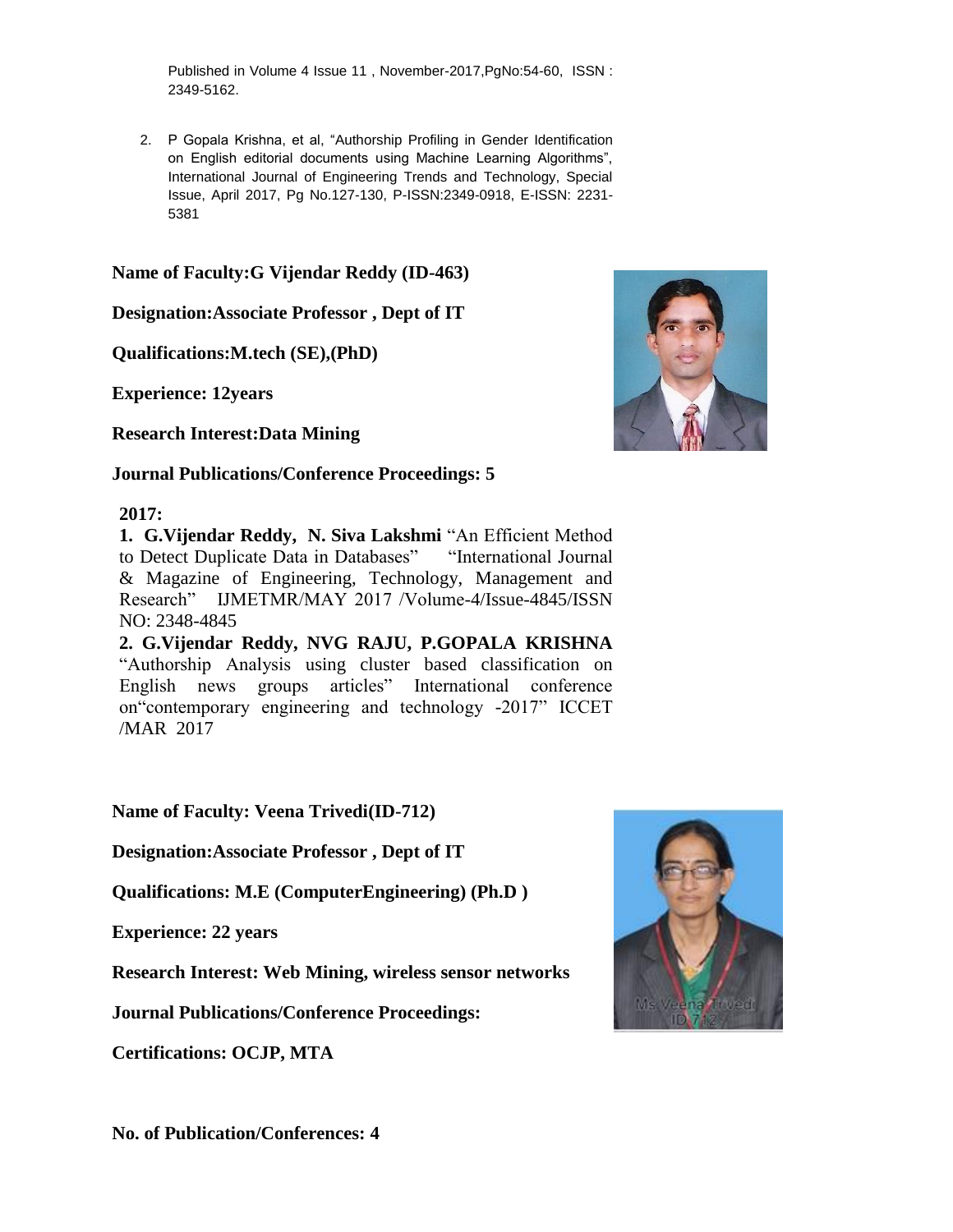Published in Volume 4 Issue 11 , November-2017,PgNo:54-60, ISSN : 2349-5162.

2. P Gopala Krishna, et al, "Authorship Profiling in Gender Identification on English editorial documents using Machine Learning Algorithms", International Journal of Engineering Trends and Technology, Special Issue, April 2017, Pg No.127-130, P-ISSN:2349-0918, E-ISSN: 2231-5381

**Name of Faculty:G Vijendar Reddy (ID-463)**

**Designation:Associate Professor , Dept of IT**

**Qualifications:M.tech (SE),(PhD)**

**Experience: 12years**

**Research Interest:Data Mining**

**Journal Publications/Conference Proceedings: 5**

**2017:**

**1. G.Vijendar Reddy, N. Siva Lakshmi** "An Efficient Method to Detect Duplicate Data in Databases" "International Journal & Magazine of Engineering, Technology, Management and Research" IJMETMR/MAY 2017 /Volume-4/Issue-4845/ISSN NO: 2348-4845

**2. G.Vijendar Reddy, NVG RAJU, P.GOPALA KRISHNA** "Authorship Analysis using cluster based classification on English news groups articles" International conference on"contemporary engineering and technology -2017" ICCET /MAR 2017

**Name of Faculty: Veena Trivedi(ID-712)**

**Designation:Associate Professor , Dept of IT**

**Qualifications: M.E (ComputerEngineering) (Ph.D )**

**Experience: 22 years**

**Research Interest: Web Mining, wireless sensor networks**

**Journal Publications/Conference Proceedings:**

**Certifications: OCJP, MTA**

**No. of Publication/Conferences: 4**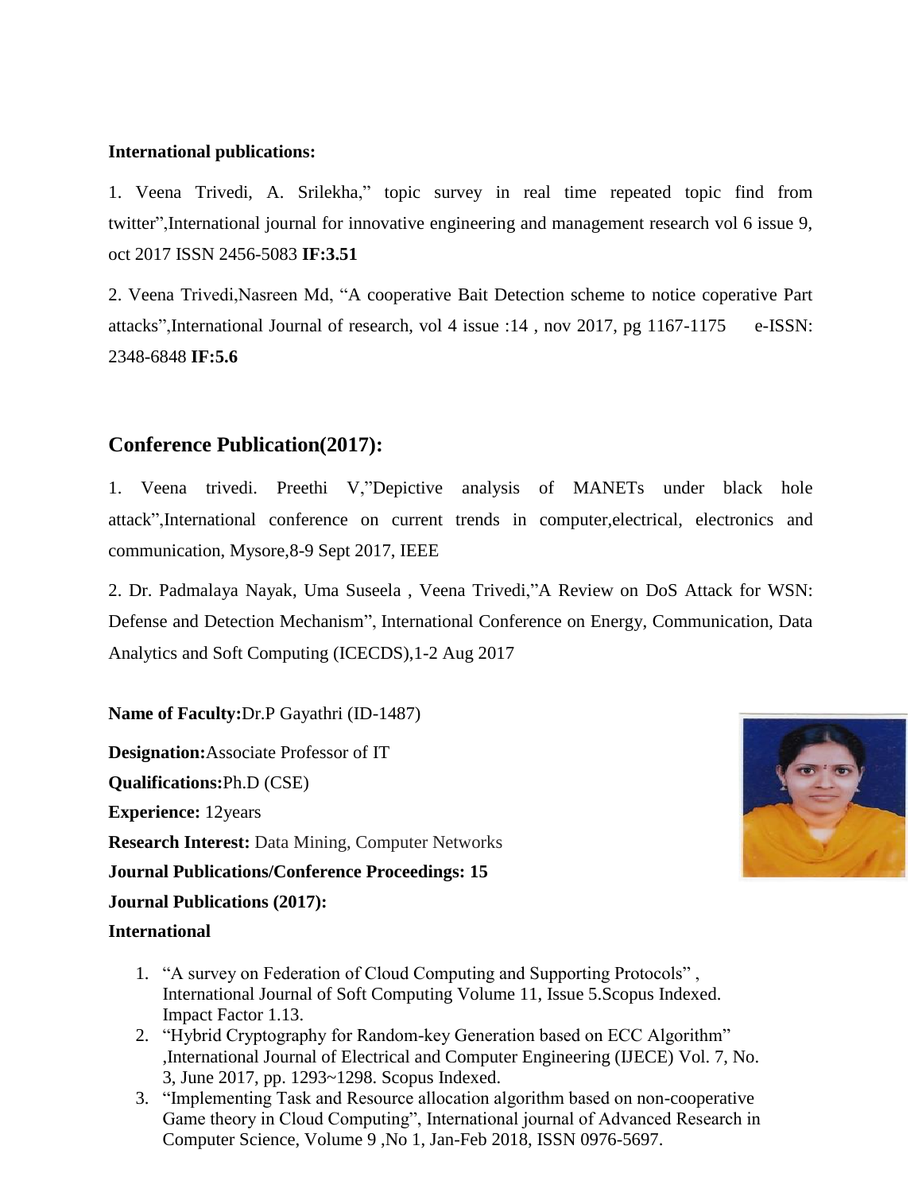**International publications:**

1. Veena Trivedi, A. Srilekha," topic survey in real time repeated topic find from twitter",International journal for innovative engineering and management research vol 6 issue 9, oct 2017 ISSN 2456-5083 **IF:3.51**

2. Veena Trivedi,Nasreen Md, "A cooperative Bait Detection scheme to notice coperative Part attacks",International Journal of research, vol 4 issue :14 , nov 2017, pg 1167-1175 e-ISSN: 2348-6848 **IF:5.6**

## Conference Publication(2017):

1. Veena trivedi. Preethi V,"Depictive analysis of MANETs under black hole attack",International conference on current trends in computer,electrical, electronics and communication, Mysore,8-9 Sept 2017, IEEE

2. Dr. Padmalaya Nayak, Uma Suseela , Veena Trivedi,"A Review on DoS Attack for WSN: Defense and Detection Mechanism", International Conference on Energy, Communication, Data Analytics and Soft Computing (ICECDS),1-2 Aug 2017

**Name of Faculty:**Dr.P Gayathri (ID-1487)

**Designation:**Associate Professor of IT

**Qualifications:**Ph.D (CSE)

**Experience:** 12years

**Research Interest:** Data Mining, Computer Networks

**Journal Publications/Conference Proceedings: 15**

**Journal Publications (2017):**

**International**

1. "A survey on Federation of Cloud Computing and Supporting Protocols" , International Journal of Soft Computing Volume 11, Issue 5.Scopus Indexed. Impact Factor 1.13.
2. "Hybrid Cryptography for Random-key Generation based on ECC Algorithm" ,International Journal of Electrical and Computer Engineering (IJECE) Vol. 7, No. 3, June 2017, pp. 1293~1298. Scopus Indexed.
3. "Implementing Task and Resource allocation algorithm based on non-cooperative Game theory in Cloud Computing", International journal of Advanced Research in Computer Science, Volume 9 ,No 1, Jan-Feb 2018, ISSN 0976-5697.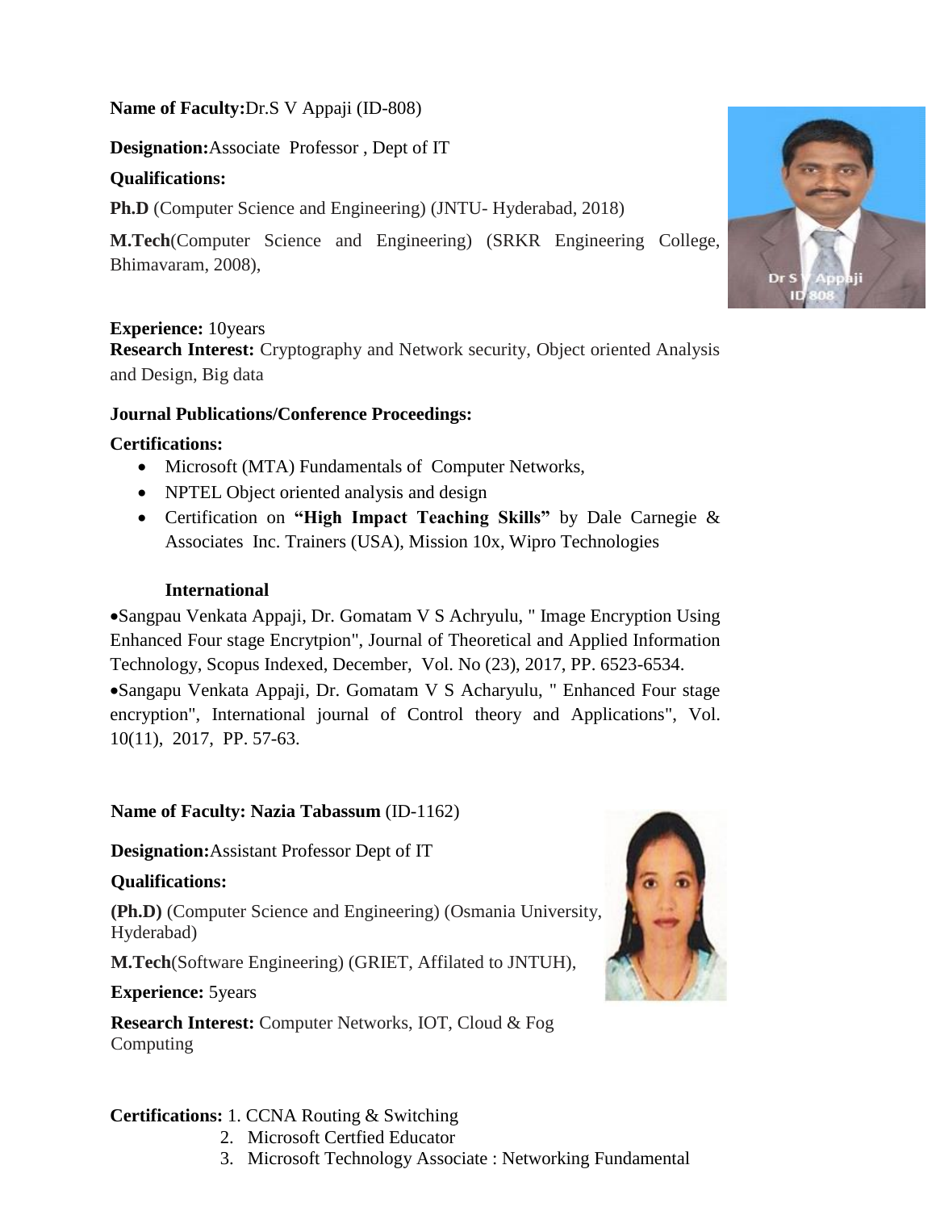**Name of Faculty:**Dr.S V Appaji (ID-808)

**Designation:**Associate Professor , Dept of IT

**Qualifications:**

**Ph.D** (Computer Science and Engineering) (JNTU- Hyderabad, 2018)

**M.Tech**(Computer Science and Engineering) (SRKR Engineering College, Bhimavaram, 2008),

**Experience:** 10years

**Research Interest:** Cryptography and Network security, Object oriented Analysis and Design, Big data

**Journal Publications/Conference Proceedings:**

**Certifications:**

- Microsoft (MTA) Fundamentals of Computer Networks,
- NPTEL Object oriented analysis and design
- Certification on **"High Impact Teaching Skills"** by Dale Carnegie & Associates Inc. Trainers (USA), Mission 10x, Wipro Technologies

**International**

- Sangpau Venkata Appaji, Dr. Gomatam V S Achryulu, " Image Encryption Using Enhanced Four stage Encrytpion", Journal of Theoretical and Applied Information Technology, Scopus Indexed, December, Vol. No (23), 2017, PP. 6523-6534.
- Sangapu Venkata Appaji, Dr. Gomatam V S Acharyulu, " Enhanced Four stage encryption", International journal of Control theory and Applications", Vol. 10(11), 2017, PP. 57-63.

**Name of Faculty: Nazia Tabassum** (ID-1162)

**Designation:**Assistant Professor Dept of IT

**Qualifications:**

**(Ph.D)** (Computer Science and Engineering) (Osmania University, Hyderabad)

**M.Tech**(Software Engineering) (GRIET, Affilated to JNTUH),

**Experience:** 5years

**Research Interest:** Computer Networks, IOT, Cloud & Fog Computing

**Certifications:** 1. CCNA Routing & Switching
2. Microsoft Certfied Educator
3. Microsoft Technology Associate : Networking Fundamental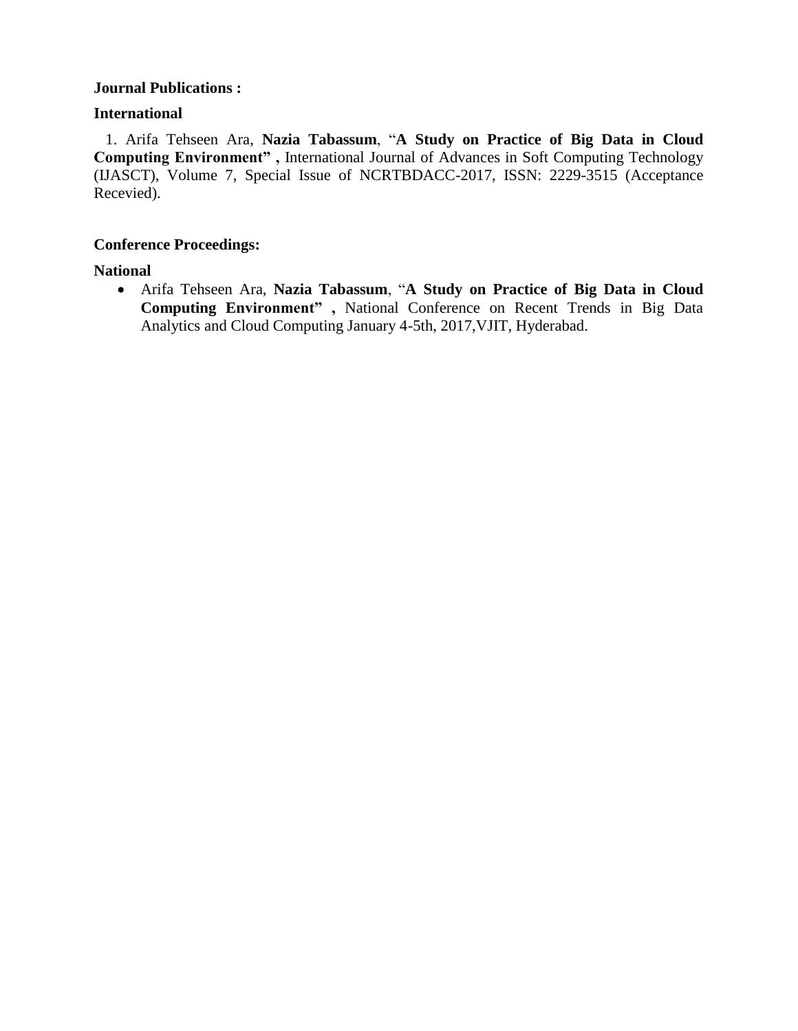**Journal Publications :**

**International**

1. Arifa Tehseen Ara, **Nazia Tabassum**, "**A Study on Practice of Big Data in Cloud Computing Environment" ,** International Journal of Advances in Soft Computing Technology (IJASCT), Volume 7, Special Issue of NCRTBDACC-2017, ISSN: 2229-3515 (Acceptance Recevied).

**Conference Proceedings:**

**National**

- Arifa Tehseen Ara, **Nazia Tabassum**, "**A Study on Practice of Big Data in Cloud Computing Environment" ,** National Conference on Recent Trends in Big Data Analytics and Cloud Computing January 4-5th, 2017,VJIT, Hyderabad.